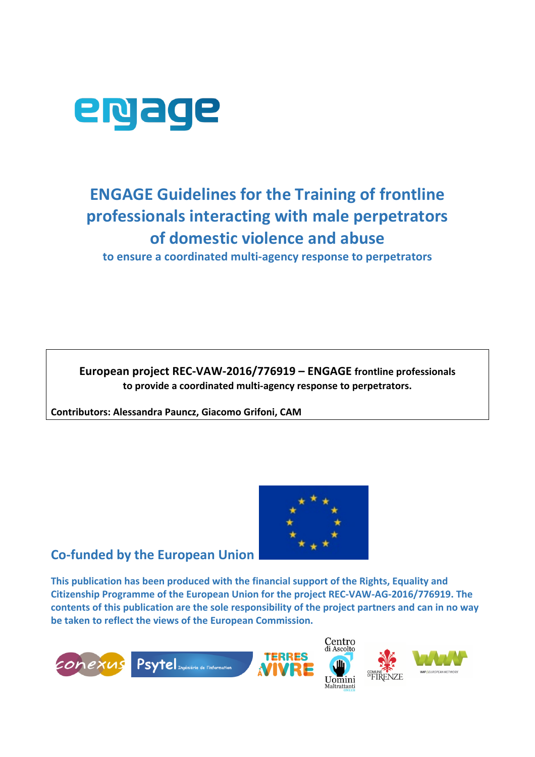engage

# ENGAGE Guidelines for the Training of frontline professionals interacting with male perpetrators of domestic violence and abuse

**to ensure a coordinated multi-agency response to perpetrators**

**European project REC-VAW-2016/776919 – ENGAGE frontline professionals to provide a coordinated multi-agency response to perpetrators.**

**Contributors: Alessandra Pauncz, Giacomo Grifoni, CAM**

**Co-funded by the European Union**

**This publication has been produced with the financial support of the Rights, Equality and Citizenship Programme of the European Union for the project REC-VAW-AG-2016/776919. The contents of this publication are the sole responsibility of the project partners and can in no way be taken to reflect the views of the European Commission.**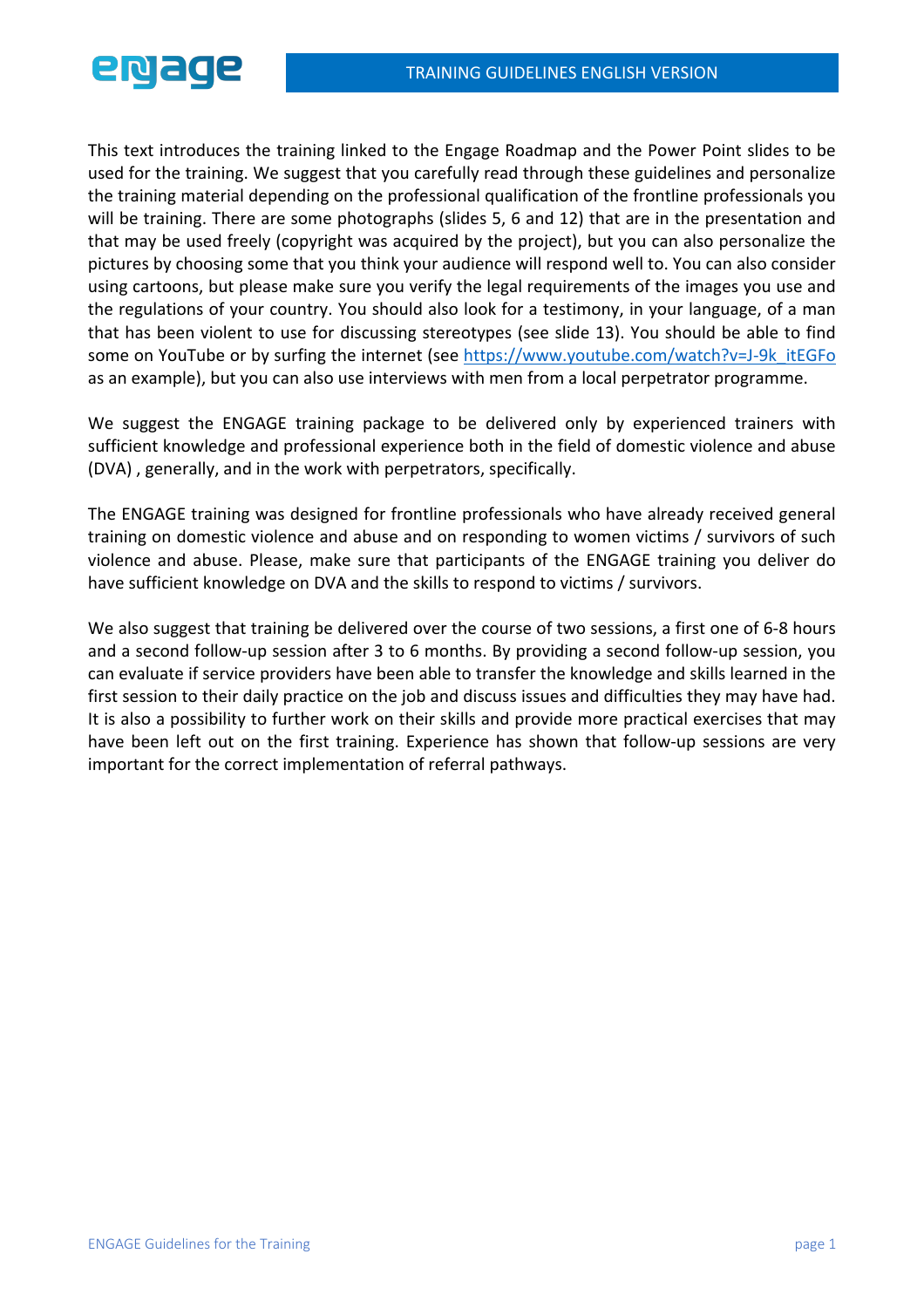This text introduces the training linked to the Engage Roadmap and the Power Point slides to be used for the training. We suggest that you carefully read through these guidelines and personalize the training material depending on the professional qualification of the frontline professionals you will be training. There are some photographs (slides 5, 6 and 12) that are in the presentation and that may be used freely (copyright was acquired by the project), but you can also personalize the pictures by choosing some that you think your audience will respond well to. You can also consider using cartoons, but please make sure you verify the legal requirements of the images you use and the regulations of your country. You should also look for a testimony, in your language, of a man that has been violent to use for discussing stereotypes (see slide 13). You should be able to find some on YouTube or by surfing the internet (see https://www.youtube.com/watch?v=J-9k_itEGFo as an example), but you can also use interviews with men from a local perpetrator programme.

We suggest the ENGAGE training package to be delivered only by experienced trainers with sufficient knowledge and professional experience both in the field of domestic violence and abuse (DVA) , generally, and in the work with perpetrators, specifically.

The ENGAGE training was designed for frontline professionals who have already received general training on domestic violence and abuse and on responding to women victims / survivors of such violence and abuse. Please, make sure that participants of the ENGAGE training you deliver do have sufficient knowledge on DVA and the skills to respond to victims / survivors.

We also suggest that training be delivered over the course of two sessions, a first one of 6-8 hours and a second follow-up session after 3 to 6 months. By providing a second follow-up session, you can evaluate if service providers have been able to transfer the knowledge and skills learned in the first session to their daily practice on the job and discuss issues and difficulties they may have had. It is also a possibility to further work on their skills and provide more practical exercises that may have been left out on the first training. Experience has shown that follow-up sessions are very important for the correct implementation of referral pathways.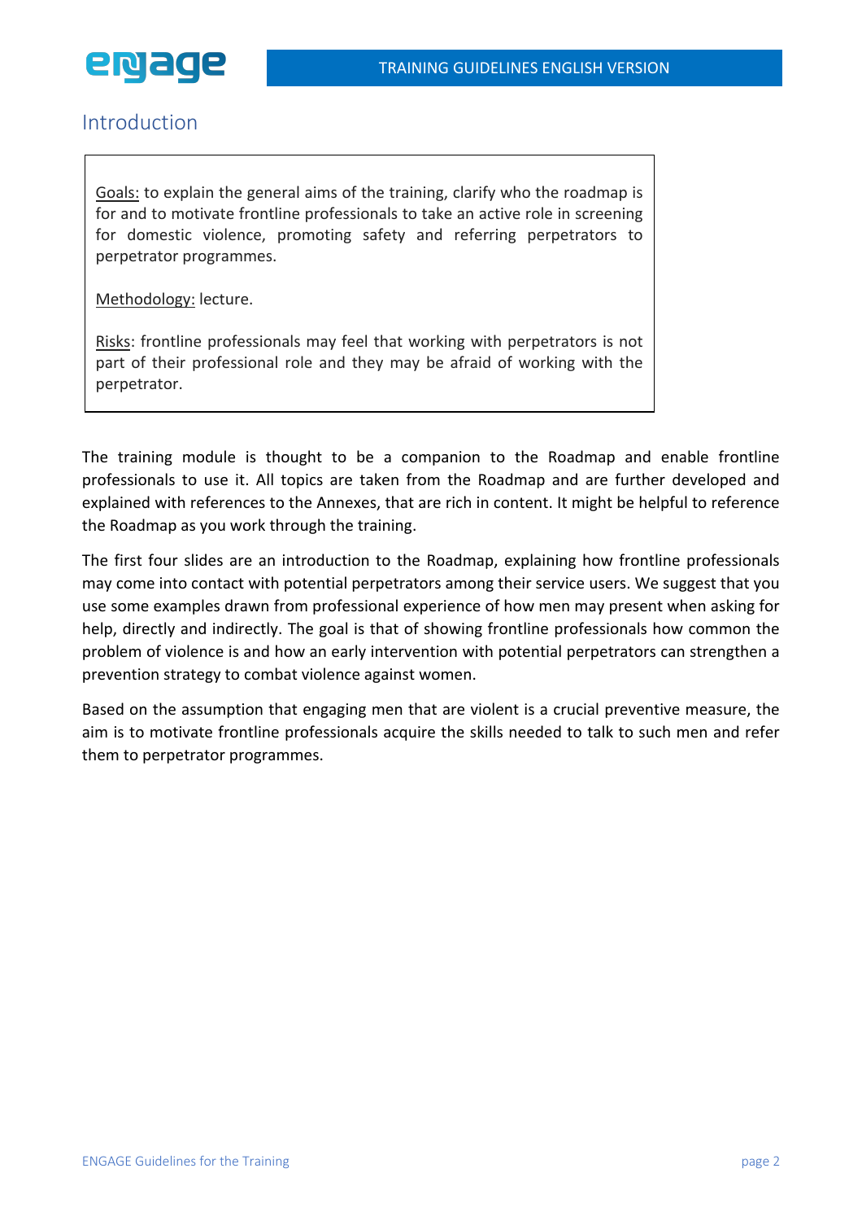## Introduction

> Goals: to explain the general aims of the training, clarify who the roadmap is for and to motivate frontline professionals to take an active role in screening for domestic violence, promoting safety and referring perpetrators to perpetrator programmes.
>
> Methodology: lecture.
>
> Risks: frontline professionals may feel that working with perpetrators is not part of their professional role and they may be afraid of working with the perpetrator.

The training module is thought to be a companion to the Roadmap and enable frontline professionals to use it. All topics are taken from the Roadmap and are further developed and explained with references to the Annexes, that are rich in content. It might be helpful to reference the Roadmap as you work through the training.

The first four slides are an introduction to the Roadmap, explaining how frontline professionals may come into contact with potential perpetrators among their service users. We suggest that you use some examples drawn from professional experience of how men may present when asking for help, directly and indirectly. The goal is that of showing frontline professionals how common the problem of violence is and how an early intervention with potential perpetrators can strengthen a prevention strategy to combat violence against women.

Based on the assumption that engaging men that are violent is a crucial preventive measure, the aim is to motivate frontline professionals acquire the skills needed to talk to such men and refer them to perpetrator programmes.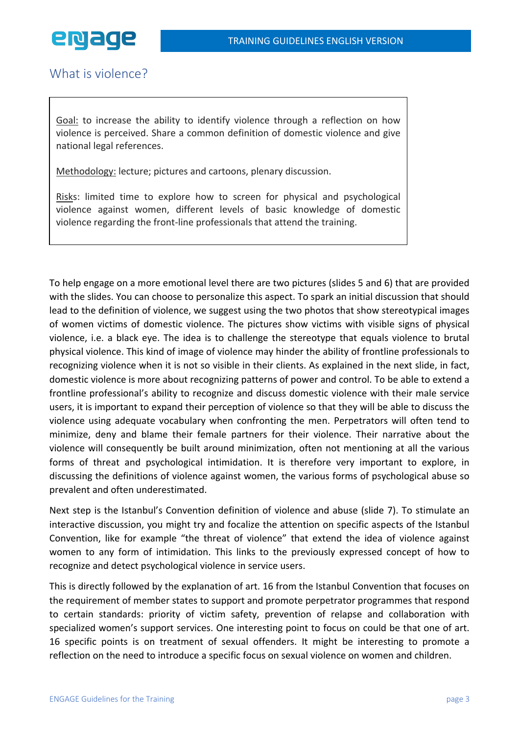## What is violence?

<u>Goal:</u> to increase the ability to identify violence through a reflection on how violence is perceived. Share a common definition of domestic violence and give national legal references.

<u>Methodology:</u> lecture; pictures and cartoons, plenary discussion.

<u>Risks</u>: limited time to explore how to screen for physical and psychological violence against women, different levels of basic knowledge of domestic violence regarding the front-line professionals that attend the training.

To help engage on a more emotional level there are two pictures (slides 5 and 6) that are provided with the slides. You can choose to personalize this aspect. To spark an initial discussion that should lead to the definition of violence, we suggest using the two photos that show stereotypical images of women victims of domestic violence. The pictures show victims with visible signs of physical violence, i.e. a black eye. The idea is to challenge the stereotype that equals violence to brutal physical violence. This kind of image of violence may hinder the ability of frontline professionals to recognizing violence when it is not so visible in their clients. As explained in the next slide, in fact, domestic violence is more about recognizing patterns of power and control. To be able to extend a frontline professional's ability to recognize and discuss domestic violence with their male service users, it is important to expand their perception of violence so that they will be able to discuss the violence using adequate vocabulary when confronting the men. Perpetrators will often tend to minimize, deny and blame their female partners for their violence. Their narrative about the violence will consequently be built around minimization, often not mentioning at all the various forms of threat and psychological intimidation. It is therefore very important to explore, in discussing the definitions of violence against women, the various forms of psychological abuse so prevalent and often underestimated.

Next step is the Istanbul's Convention definition of violence and abuse (slide 7). To stimulate an interactive discussion, you might try and focalize the attention on specific aspects of the Istanbul Convention, like for example "the threat of violence" that extend the idea of violence against women to any form of intimidation. This links to the previously expressed concept of how to recognize and detect psychological violence in service users.

This is directly followed by the explanation of art. 16 from the Istanbul Convention that focuses on the requirement of member states to support and promote perpetrator programmes that respond to certain standards: priority of victim safety, prevention of relapse and collaboration with specialized women's support services. One interesting point to focus on could be that one of art. 16 specific points is on treatment of sexual offenders. It might be interesting to promote a reflection on the need to introduce a specific focus on sexual violence on women and children.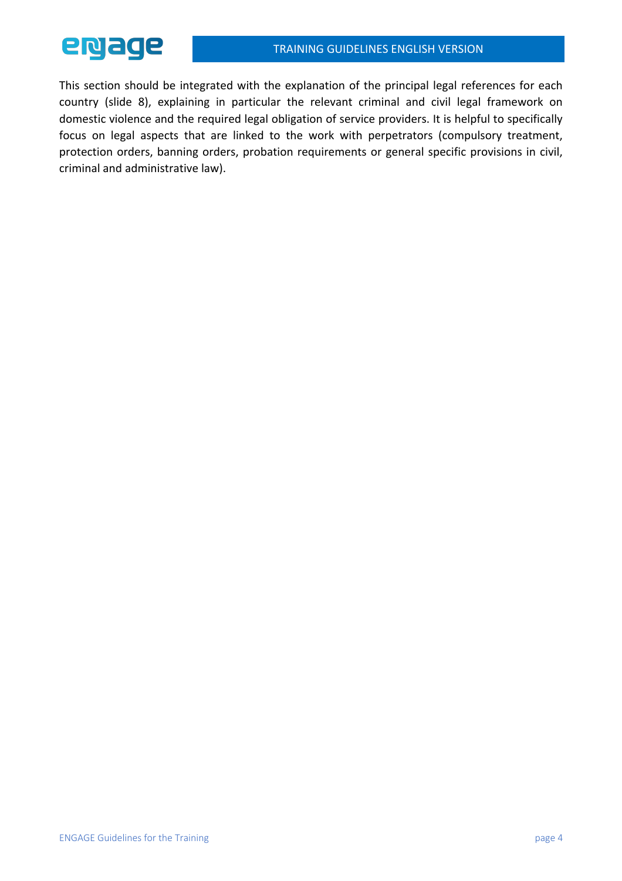This section should be integrated with the explanation of the principal legal references for each country (slide 8), explaining in particular the relevant criminal and civil legal framework on domestic violence and the required legal obligation of service providers. It is helpful to specifically focus on legal aspects that are linked to the work with perpetrators (compulsory treatment, protection orders, banning orders, probation requirements or general specific provisions in civil, criminal and administrative law).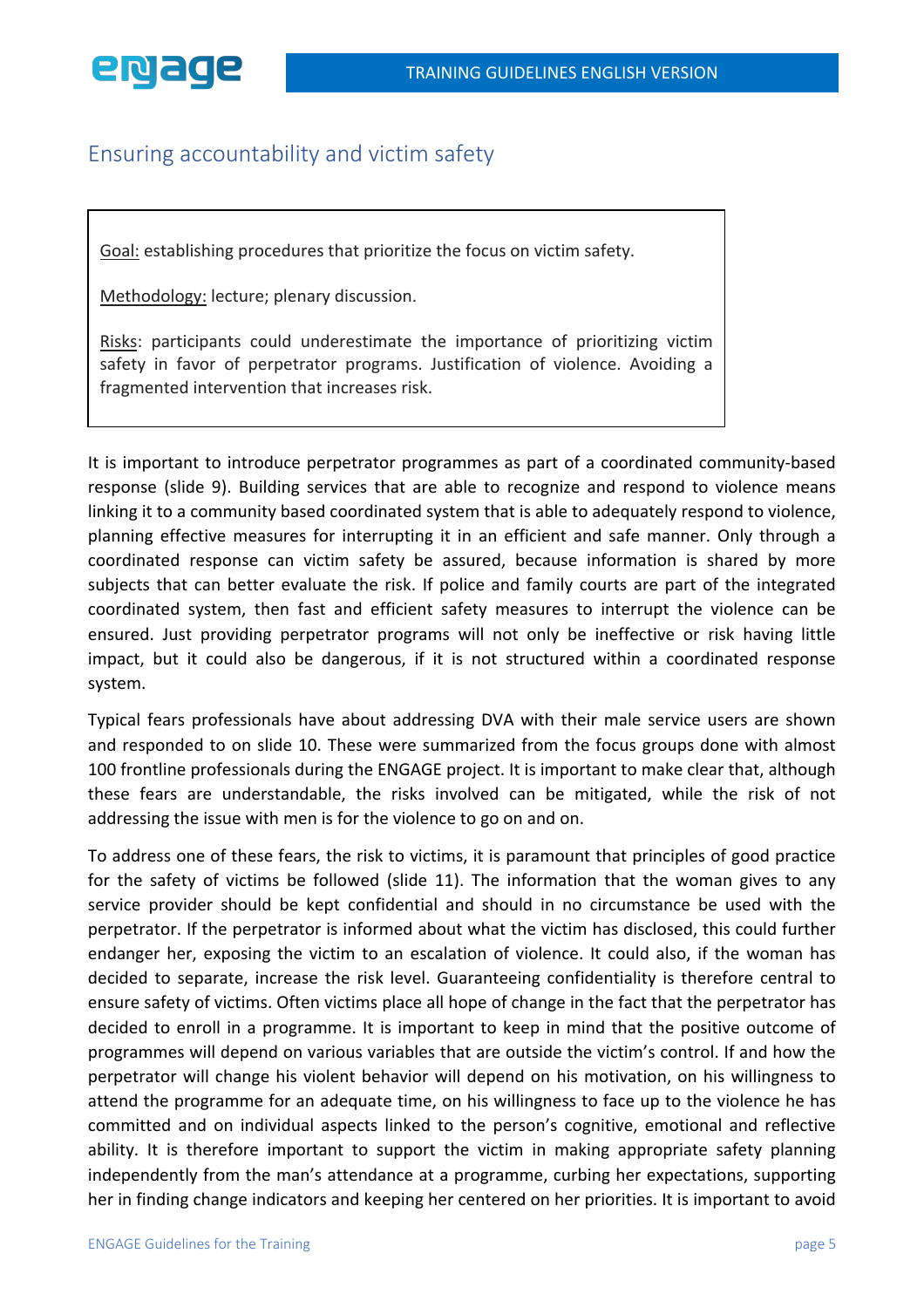## Ensuring accountability and victim safety

Goal: establishing procedures that prioritize the focus on victim safety.

Methodology: lecture; plenary discussion.

Risks: participants could underestimate the importance of prioritizing victim safety in favor of perpetrator programs. Justification of violence. Avoiding a fragmented intervention that increases risk.

It is important to introduce perpetrator programmes as part of a coordinated community-based response (slide 9). Building services that are able to recognize and respond to violence means linking it to a community based coordinated system that is able to adequately respond to violence, planning effective measures for interrupting it in an efficient and safe manner. Only through a coordinated response can victim safety be assured, because information is shared by more subjects that can better evaluate the risk. If police and family courts are part of the integrated coordinated system, then fast and efficient safety measures to interrupt the violence can be ensured. Just providing perpetrator programs will not only be ineffective or risk having little impact, but it could also be dangerous, if it is not structured within a coordinated response system.

Typical fears professionals have about addressing DVA with their male service users are shown and responded to on slide 10. These were summarized from the focus groups done with almost 100 frontline professionals during the ENGAGE project. It is important to make clear that, although these fears are understandable, the risks involved can be mitigated, while the risk of not addressing the issue with men is for the violence to go on and on.

To address one of these fears, the risk to victims, it is paramount that principles of good practice for the safety of victims be followed (slide 11). The information that the woman gives to any service provider should be kept confidential and should in no circumstance be used with the perpetrator. If the perpetrator is informed about what the victim has disclosed, this could further endanger her, exposing the victim to an escalation of violence. It could also, if the woman has decided to separate, increase the risk level. Guaranteeing confidentiality is therefore central to ensure safety of victims. Often victims place all hope of change in the fact that the perpetrator has decided to enroll in a programme. It is important to keep in mind that the positive outcome of programmes will depend on various variables that are outside the victim's control. If and how the perpetrator will change his violent behavior will depend on his motivation, on his willingness to attend the programme for an adequate time, on his willingness to face up to the violence he has committed and on individual aspects linked to the person's cognitive, emotional and reflective ability. It is therefore important to support the victim in making appropriate safety planning independently from the man's attendance at a programme, curbing her expectations, supporting her in finding change indicators and keeping her centered on her priorities. It is important to avoid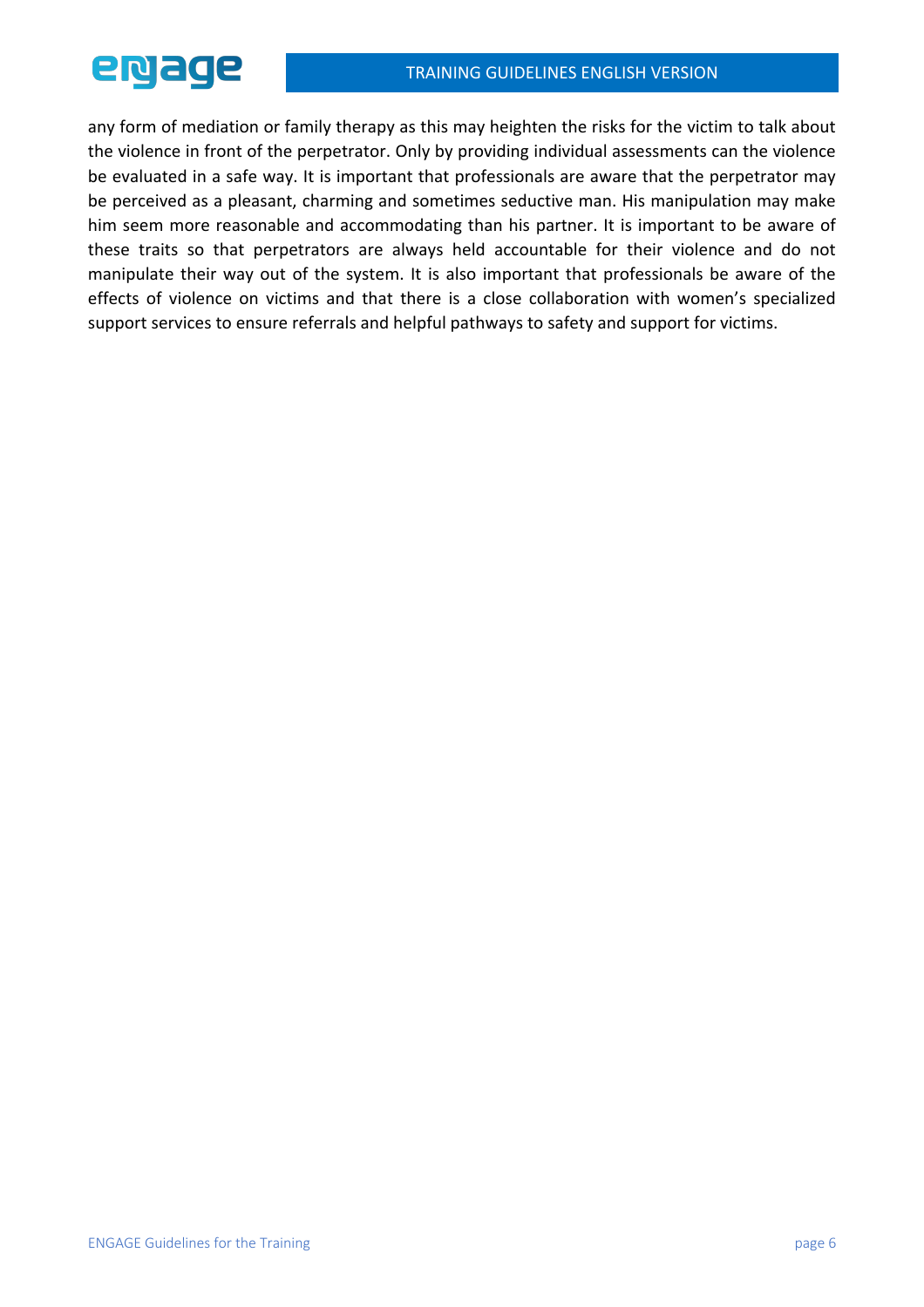any form of mediation or family therapy as this may heighten the risks for the victim to talk about the violence in front of the perpetrator. Only by providing individual assessments can the violence be evaluated in a safe way. It is important that professionals are aware that the perpetrator may be perceived as a pleasant, charming and sometimes seductive man. His manipulation may make him seem more reasonable and accommodating than his partner. It is important to be aware of these traits so that perpetrators are always held accountable for their violence and do not manipulate their way out of the system. It is also important that professionals be aware of the effects of violence on victims and that there is a close collaboration with women's specialized support services to ensure referrals and helpful pathways to safety and support for victims.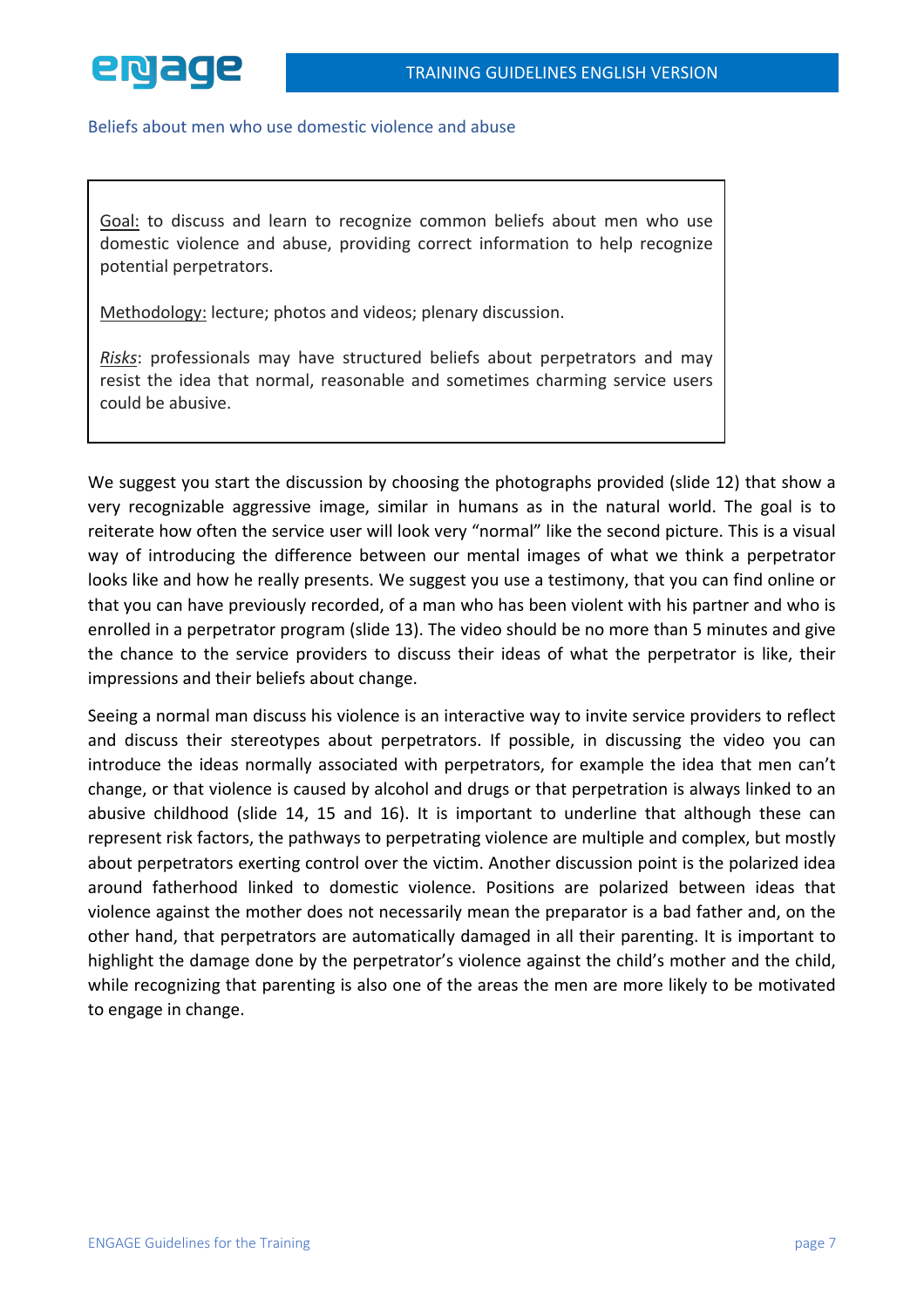## Beliefs about men who use domestic violence and abuse

> Goal: to discuss and learn to recognize common beliefs about men who use domestic violence and abuse, providing correct information to help recognize potential perpetrators.
>
> Methodology: lecture; photos and videos; plenary discussion.
>
> *Risks*: professionals may have structured beliefs about perpetrators and may resist the idea that normal, reasonable and sometimes charming service users could be abusive.

We suggest you start the discussion by choosing the photographs provided (slide 12) that show a very recognizable aggressive image, similar in humans as in the natural world. The goal is to reiterate how often the service user will look very "normal" like the second picture. This is a visual way of introducing the difference between our mental images of what we think a perpetrator looks like and how he really presents. We suggest you use a testimony, that you can find online or that you can have previously recorded, of a man who has been violent with his partner and who is enrolled in a perpetrator program (slide 13). The video should be no more than 5 minutes and give the chance to the service providers to discuss their ideas of what the perpetrator is like, their impressions and their beliefs about change.

Seeing a normal man discuss his violence is an interactive way to invite service providers to reflect and discuss their stereotypes about perpetrators. If possible, in discussing the video you can introduce the ideas normally associated with perpetrators, for example the idea that men can't change, or that violence is caused by alcohol and drugs or that perpetration is always linked to an abusive childhood (slide 14, 15 and 16). It is important to underline that although these can represent risk factors, the pathways to perpetrating violence are multiple and complex, but mostly about perpetrators exerting control over the victim. Another discussion point is the polarized idea around fatherhood linked to domestic violence. Positions are polarized between ideas that violence against the mother does not necessarily mean the preparator is a bad father and, on the other hand, that perpetrators are automatically damaged in all their parenting. It is important to highlight the damage done by the perpetrator's violence against the child's mother and the child, while recognizing that parenting is also one of the areas the men are more likely to be motivated to engage in change.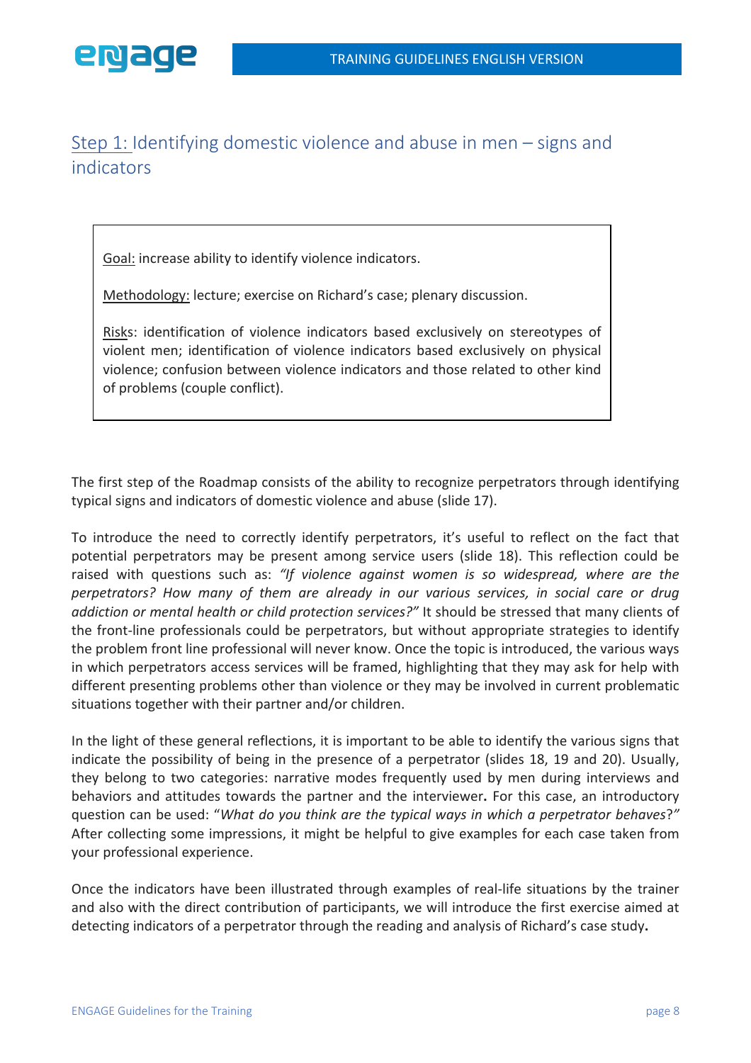## Step 1: Identifying domestic violence and abuse in men – signs and indicators

> Goal: increase ability to identify violence indicators.
>
> Methodology: lecture; exercise on Richard's case; plenary discussion.
>
> Risks: identification of violence indicators based exclusively on stereotypes of violent men; identification of violence indicators based exclusively on physical violence; confusion between violence indicators and those related to other kind of problems (couple conflict).

The first step of the Roadmap consists of the ability to recognize perpetrators through identifying typical signs and indicators of domestic violence and abuse (slide 17).

To introduce the need to correctly identify perpetrators, it's useful to reflect on the fact that potential perpetrators may be present among service users (slide 18). This reflection could be raised with questions such as: *"If violence against women is so widespread, where are the perpetrators? How many of them are already in our various services, in social care or drug addiction or mental health or child protection services?"* It should be stressed that many clients of the front-line professionals could be perpetrators, but without appropriate strategies to identify the problem front line professional will never know. Once the topic is introduced, the various ways in which perpetrators access services will be framed, highlighting that they may ask for help with different presenting problems other than violence or they may be involved in current problematic situations together with their partner and/or children.

In the light of these general reflections, it is important to be able to identify the various signs that indicate the possibility of being in the presence of a perpetrator (slides 18, 19 and 20). Usually, they belong to two categories: narrative modes frequently used by men during interviews and behaviors and attitudes towards the partner and the interviewer**.** For this case, an introductory question can be used: "*What do you think are the typical ways in which a perpetrator behaves*?*"* After collecting some impressions, it might be helpful to give examples for each case taken from your professional experience.

Once the indicators have been illustrated through examples of real-life situations by the trainer and also with the direct contribution of participants, we will introduce the first exercise aimed at detecting indicators of a perpetrator through the reading and analysis of Richard's case study**.**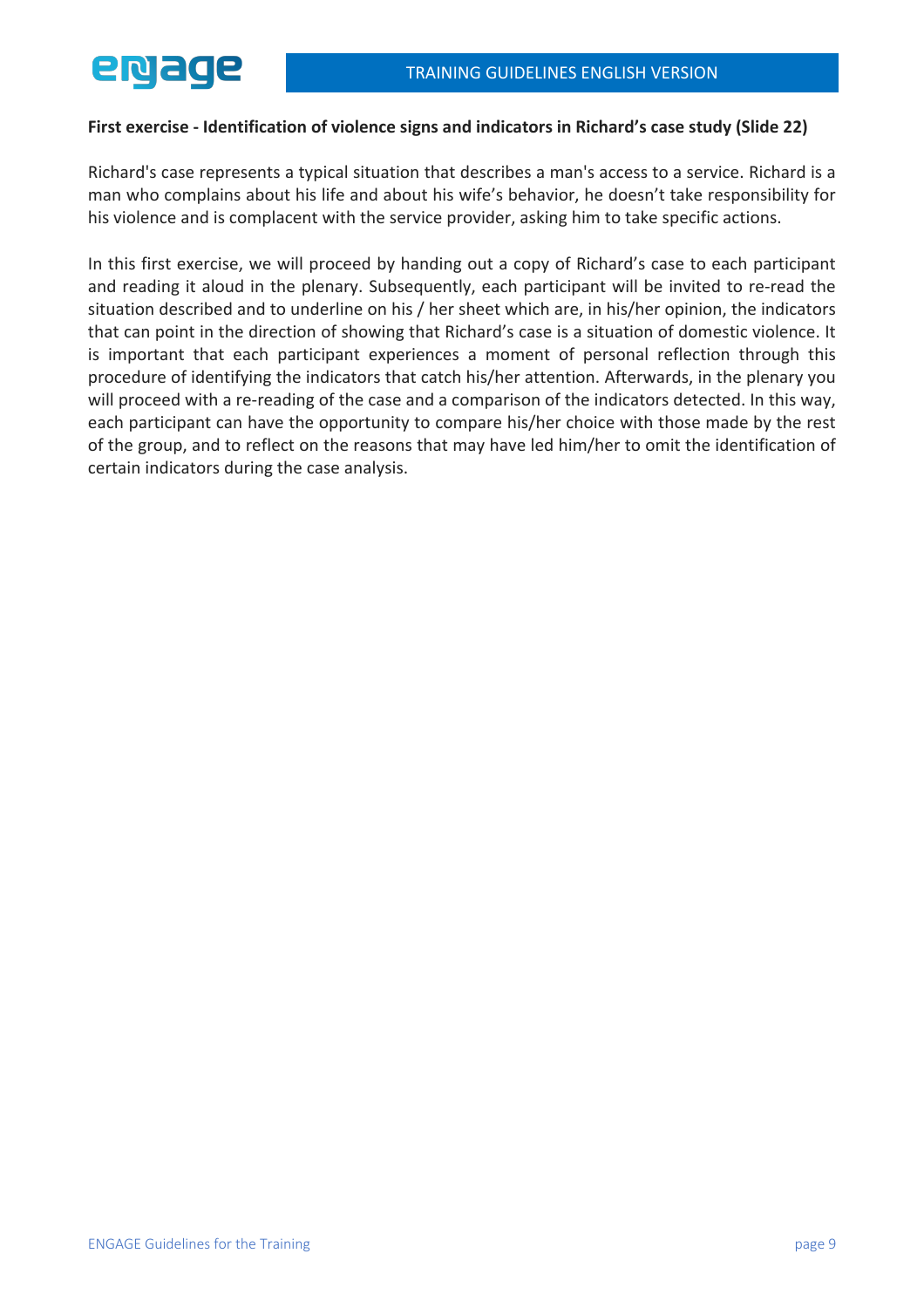**First exercise - Identification of violence signs and indicators in Richard's case study (Slide 22)**

Richard's case represents a typical situation that describes a man's access to a service. Richard is a man who complains about his life and about his wife's behavior, he doesn't take responsibility for his violence and is complacent with the service provider, asking him to take specific actions.

In this first exercise, we will proceed by handing out a copy of Richard's case to each participant and reading it aloud in the plenary. Subsequently, each participant will be invited to re-read the situation described and to underline on his / her sheet which are, in his/her opinion, the indicators that can point in the direction of showing that Richard's case is a situation of domestic violence. It is important that each participant experiences a moment of personal reflection through this procedure of identifying the indicators that catch his/her attention. Afterwards, in the plenary you will proceed with a re-reading of the case and a comparison of the indicators detected. In this way, each participant can have the opportunity to compare his/her choice with those made by the rest of the group, and to reflect on the reasons that may have led him/her to omit the identification of certain indicators during the case analysis.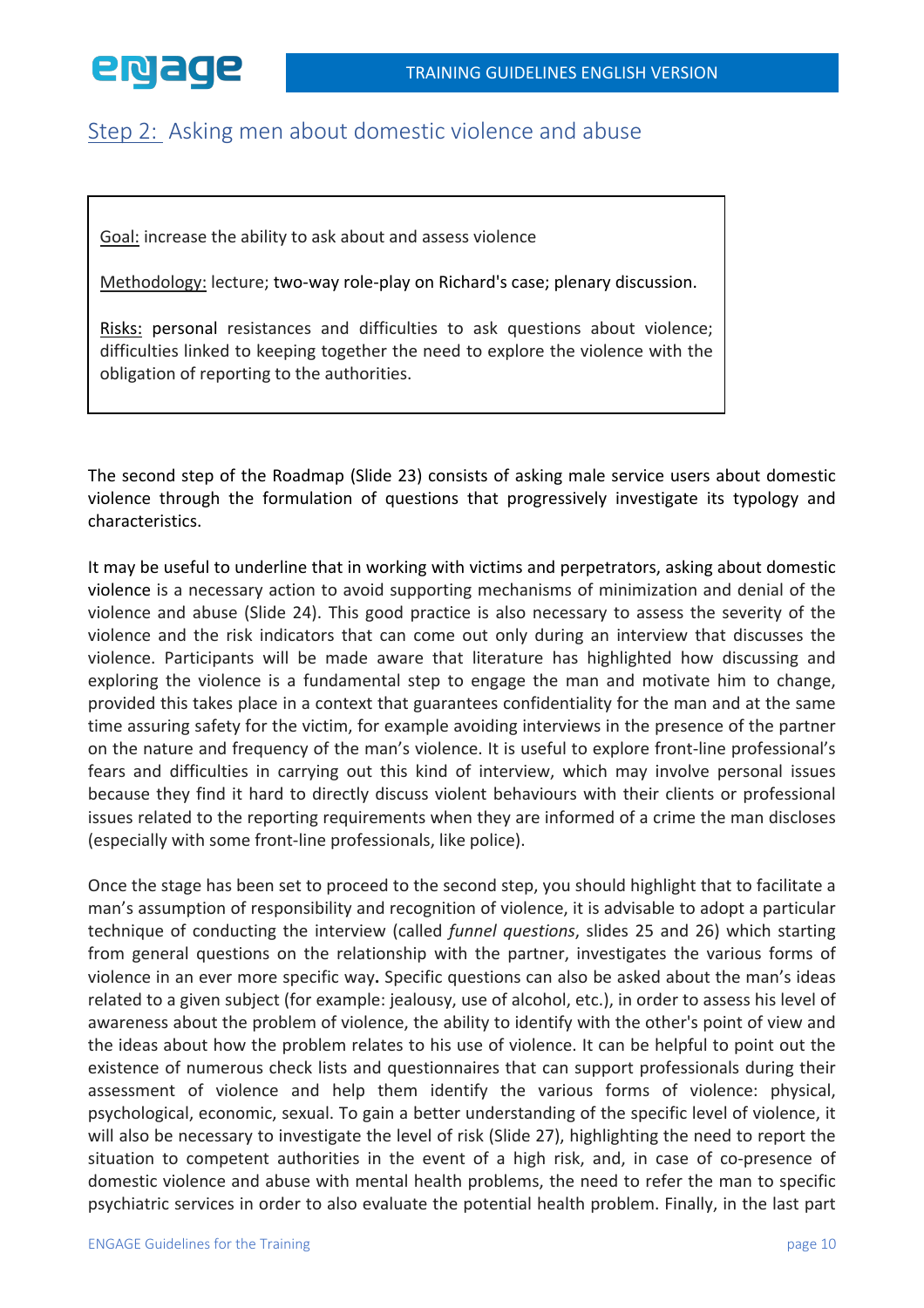## Step 2: Asking men about domestic violence and abuse

<u>Goal:</u> increase the ability to ask about and assess violence

<u>Methodology:</u> lecture; two-way role-play on Richard's case; plenary discussion.

<u>Risks:</u> personal resistances and difficulties to ask questions about violence; difficulties linked to keeping together the need to explore the violence with the obligation of reporting to the authorities.

The second step of the Roadmap (Slide 23) consists of asking male service users about domestic violence through the formulation of questions that progressively investigate its typology and characteristics.

It may be useful to underline that in working with victims and perpetrators, asking about domestic violence is a necessary action to avoid supporting mechanisms of minimization and denial of the violence and abuse (Slide 24). This good practice is also necessary to assess the severity of the violence and the risk indicators that can come out only during an interview that discusses the violence. Participants will be made aware that literature has highlighted how discussing and exploring the violence is a fundamental step to engage the man and motivate him to change, provided this takes place in a context that guarantees confidentiality for the man and at the same time assuring safety for the victim, for example avoiding interviews in the presence of the partner on the nature and frequency of the man's violence. It is useful to explore front-line professional's fears and difficulties in carrying out this kind of interview, which may involve personal issues because they find it hard to directly discuss violent behaviours with their clients or professional issues related to the reporting requirements when they are informed of a crime the man discloses (especially with some front-line professionals, like police).

Once the stage has been set to proceed to the second step, you should highlight that to facilitate a man's assumption of responsibility and recognition of violence, it is advisable to adopt a particular technique of conducting the interview (called *funnel questions*, slides 25 and 26) which starting from general questions on the relationship with the partner, investigates the various forms of violence in an ever more specific way**.** Specific questions can also be asked about the man's ideas related to a given subject (for example: jealousy, use of alcohol, etc.), in order to assess his level of awareness about the problem of violence, the ability to identify with the other's point of view and the ideas about how the problem relates to his use of violence. It can be helpful to point out the existence of numerous check lists and questionnaires that can support professionals during their assessment of violence and help them identify the various forms of violence: physical, psychological, economic, sexual. To gain a better understanding of the specific level of violence, it will also be necessary to investigate the level of risk (Slide 27), highlighting the need to report the situation to competent authorities in the event of a high risk, and, in case of co-presence of domestic violence and abuse with mental health problems, the need to refer the man to specific psychiatric services in order to also evaluate the potential health problem. Finally, in the last part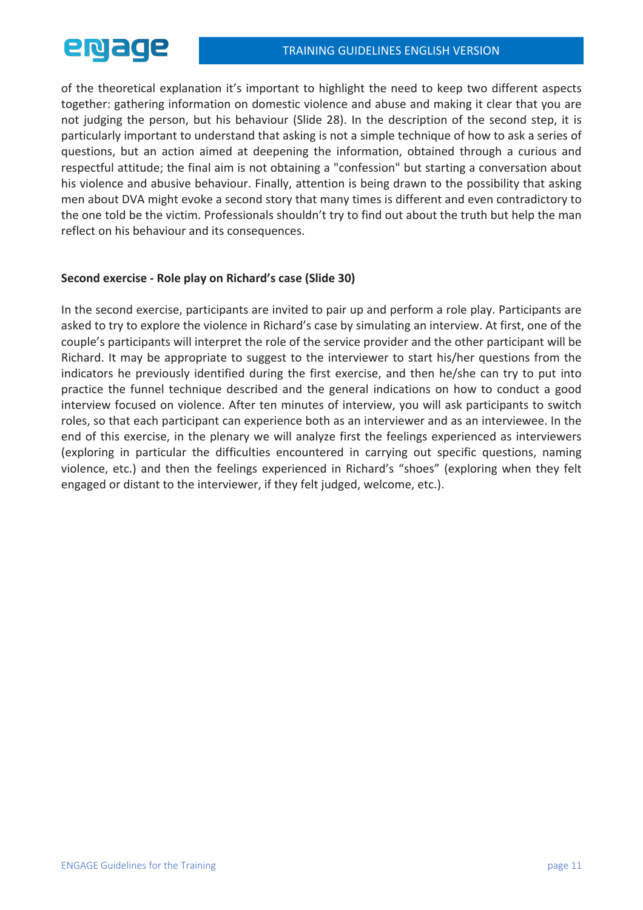of the theoretical explanation it's important to highlight the need to keep two different aspects together: gathering information on domestic violence and abuse and making it clear that you are not judging the person, but his behaviour (Slide 28). In the description of the second step, it is particularly important to understand that asking is not a simple technique of how to ask a series of questions, but an action aimed at deepening the information, obtained through a curious and respectful attitude; the final aim is not obtaining a "confession" but starting a conversation about his violence and abusive behaviour. Finally, attention is being drawn to the possibility that asking men about DVA might evoke a second story that many times is different and even contradictory to the one told be the victim. Professionals shouldn't try to find out about the truth but help the man reflect on his behaviour and its consequences.

**Second exercise - Role play on Richard's case (Slide 30)**

In the second exercise, participants are invited to pair up and perform a role play. Participants are asked to try to explore the violence in Richard's case by simulating an interview. At first, one of the couple's participants will interpret the role of the service provider and the other participant will be Richard. It may be appropriate to suggest to the interviewer to start his/her questions from the indicators he previously identified during the first exercise, and then he/she can try to put into practice the funnel technique described and the general indications on how to conduct a good interview focused on violence. After ten minutes of interview, you will ask participants to switch roles, so that each participant can experience both as an interviewer and as an interviewee. In the end of this exercise, in the plenary we will analyze first the feelings experienced as interviewers (exploring in particular the difficulties encountered in carrying out specific questions, naming violence, etc.) and then the feelings experienced in Richard's "shoes" (exploring when they felt engaged or distant to the interviewer, if they felt judged, welcome, etc.).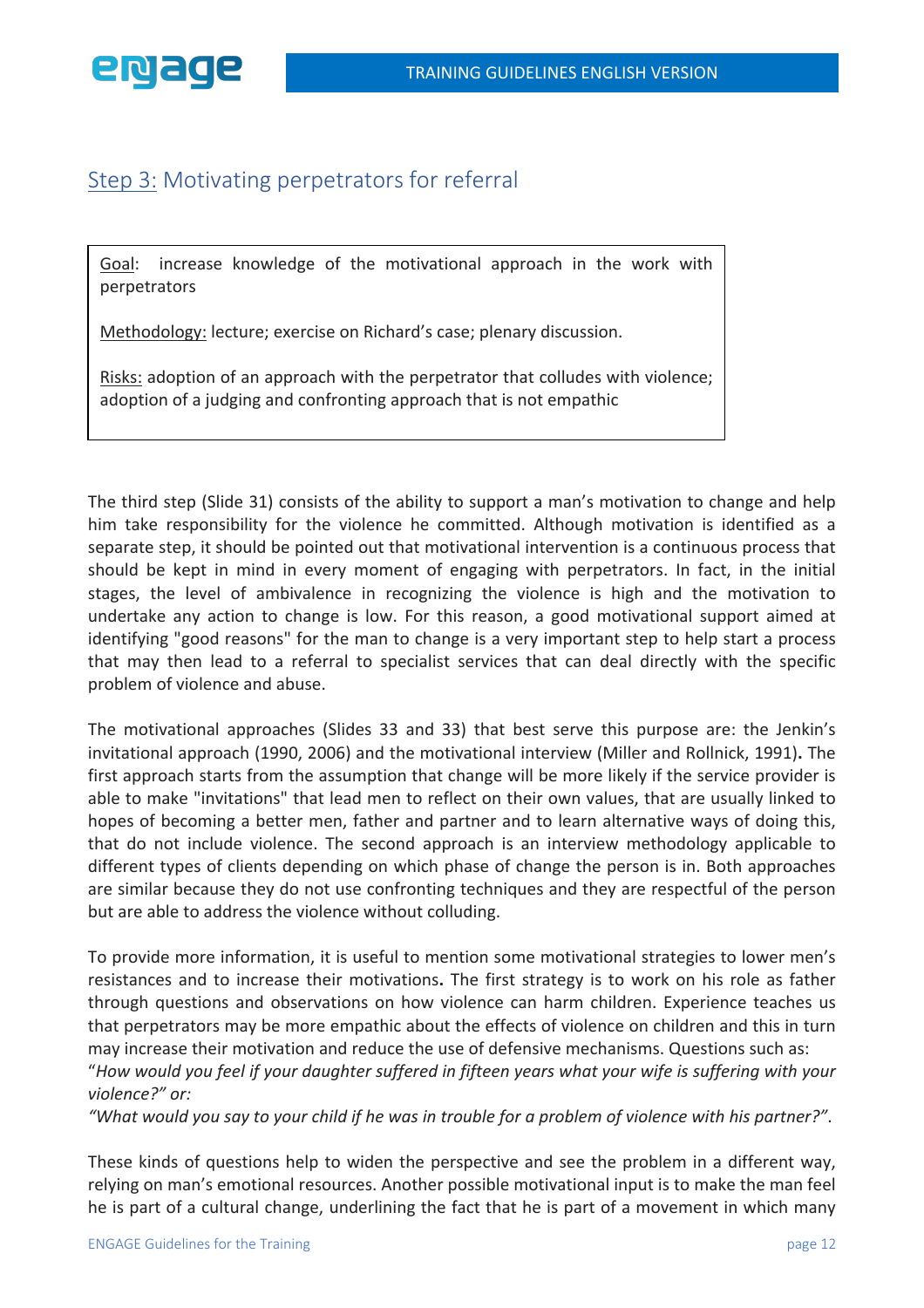## Step 3: Motivating perpetrators for referral

Goal: increase knowledge of the motivational approach in the work with perpetrators

Methodology: lecture; exercise on Richard's case; plenary discussion.

Risks: adoption of an approach with the perpetrator that colludes with violence; adoption of a judging and confronting approach that is not empathic

The third step (Slide 31) consists of the ability to support a man's motivation to change and help him take responsibility for the violence he committed. Although motivation is identified as a separate step, it should be pointed out that motivational intervention is a continuous process that should be kept in mind in every moment of engaging with perpetrators. In fact, in the initial stages, the level of ambivalence in recognizing the violence is high and the motivation to undertake any action to change is low. For this reason, a good motivational support aimed at identifying "good reasons" for the man to change is a very important step to help start a process that may then lead to a referral to specialist services that can deal directly with the specific problem of violence and abuse.

The motivational approaches (Slides 33 and 33) that best serve this purpose are: the Jenkin's invitational approach (1990, 2006) and the motivational interview (Miller and Rollnick, 1991). The first approach starts from the assumption that change will be more likely if the service provider is able to make "invitations" that lead men to reflect on their own values, that are usually linked to hopes of becoming a better men, father and partner and to learn alternative ways of doing this, that do not include violence. The second approach is an interview methodology applicable to different types of clients depending on which phase of change the person is in. Both approaches are similar because they do not use confronting techniques and they are respectful of the person but are able to address the violence without colluding.

To provide more information, it is useful to mention some motivational strategies to lower men's resistances and to increase their motivations. The first strategy is to work on his role as father through questions and observations on how violence can harm children. Experience teaches us that perpetrators may be more empathic about the effects of violence on children and this in turn may increase their motivation and reduce the use of defensive mechanisms. Questions such as:
"*How would you feel if your daughter suffered in fifteen years what your wife is suffering with your violence?" or:*
*"What would you say to your child if he was in trouble for a problem of violence with his partner?"*.

These kinds of questions help to widen the perspective and see the problem in a different way, relying on man's emotional resources. Another possible motivational input is to make the man feel he is part of a cultural change, underlining the fact that he is part of a movement in which many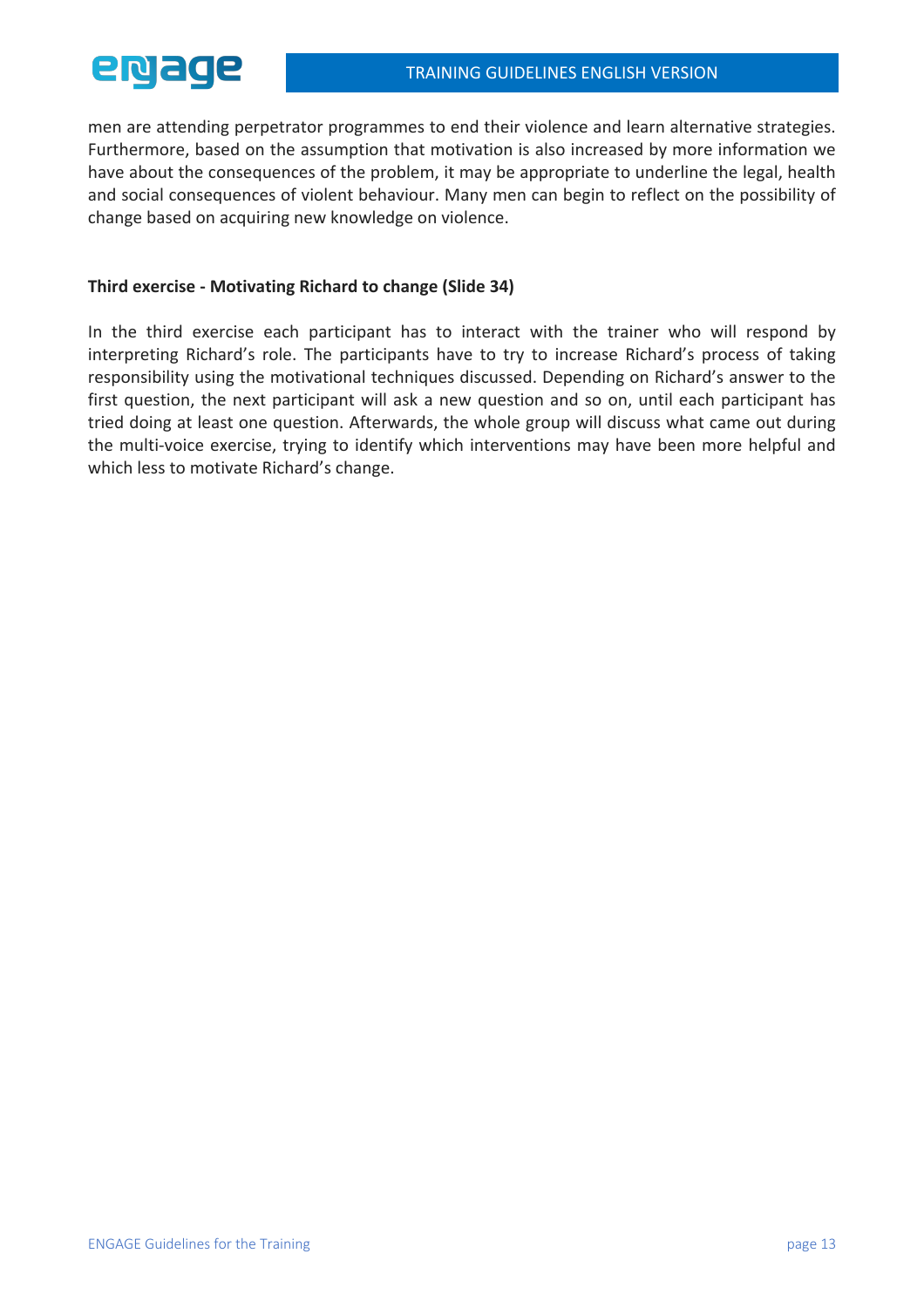men are attending perpetrator programmes to end their violence and learn alternative strategies. Furthermore, based on the assumption that motivation is also increased by more information we have about the consequences of the problem, it may be appropriate to underline the legal, health and social consequences of violent behaviour. Many men can begin to reflect on the possibility of change based on acquiring new knowledge on violence.

**Third exercise - Motivating Richard to change (Slide 34)**

In the third exercise each participant has to interact with the trainer who will respond by interpreting Richard's role. The participants have to try to increase Richard's process of taking responsibility using the motivational techniques discussed. Depending on Richard's answer to the first question, the next participant will ask a new question and so on, until each participant has tried doing at least one question. Afterwards, the whole group will discuss what came out during the multi-voice exercise, trying to identify which interventions may have been more helpful and which less to motivate Richard's change.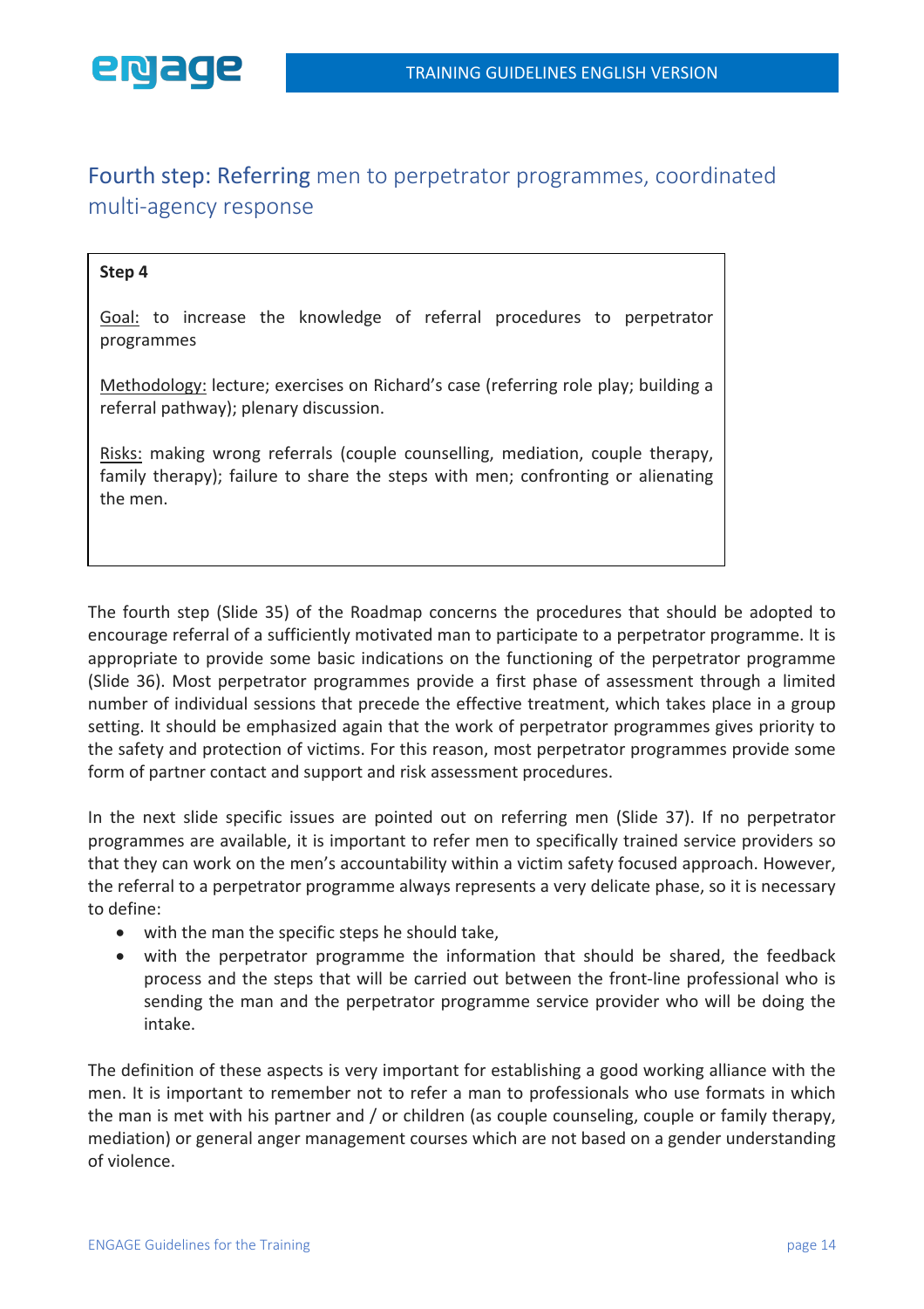## Fourth step: Referring men to perpetrator programmes, coordinated multi-agency response

**Step 4**

Goal: to increase the knowledge of referral procedures to perpetrator programmes

Methodology: lecture; exercises on Richard's case (referring role play; building a referral pathway); plenary discussion.

Risks: making wrong referrals (couple counselling, mediation, couple therapy, family therapy); failure to share the steps with men; confronting or alienating the men.

The fourth step (Slide 35) of the Roadmap concerns the procedures that should be adopted to encourage referral of a sufficiently motivated man to participate to a perpetrator programme. It is appropriate to provide some basic indications on the functioning of the perpetrator programme (Slide 36). Most perpetrator programmes provide a first phase of assessment through a limited number of individual sessions that precede the effective treatment, which takes place in a group setting. It should be emphasized again that the work of perpetrator programmes gives priority to the safety and protection of victims. For this reason, most perpetrator programmes provide some form of partner contact and support and risk assessment procedures.

In the next slide specific issues are pointed out on referring men (Slide 37). If no perpetrator programmes are available, it is important to refer men to specifically trained service providers so that they can work on the men's accountability within a victim safety focused approach. However, the referral to a perpetrator programme always represents a very delicate phase, so it is necessary to define:

- with the man the specific steps he should take,
- with the perpetrator programme the information that should be shared, the feedback process and the steps that will be carried out between the front-line professional who is sending the man and the perpetrator programme service provider who will be doing the intake.

The definition of these aspects is very important for establishing a good working alliance with the men. It is important to remember not to refer a man to professionals who use formats in which the man is met with his partner and / or children (as couple counseling, couple or family therapy, mediation) or general anger management courses which are not based on a gender understanding of violence.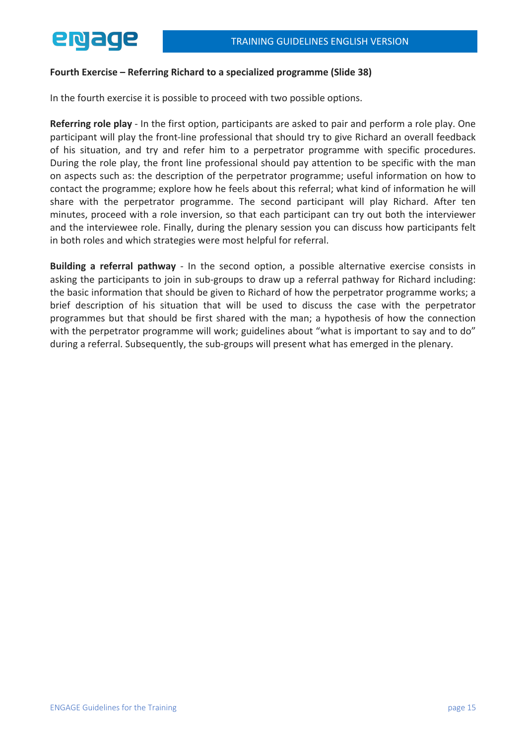**Fourth Exercise – Referring Richard to a specialized programme (Slide 38)**

In the fourth exercise it is possible to proceed with two possible options.

**Referring role play** - In the first option, participants are asked to pair and perform a role play. One participant will play the front-line professional that should try to give Richard an overall feedback of his situation, and try and refer him to a perpetrator programme with specific procedures. During the role play, the front line professional should pay attention to be specific with the man on aspects such as: the description of the perpetrator programme; useful information on how to contact the programme; explore how he feels about this referral; what kind of information he will share with the perpetrator programme. The second participant will play Richard. After ten minutes, proceed with a role inversion, so that each participant can try out both the interviewer and the interviewee role. Finally, during the plenary session you can discuss how participants felt in both roles and which strategies were most helpful for referral.

**Building a referral pathway** - In the second option, a possible alternative exercise consists in asking the participants to join in sub-groups to draw up a referral pathway for Richard including: the basic information that should be given to Richard of how the perpetrator programme works; a brief description of his situation that will be used to discuss the case with the perpetrator programmes but that should be first shared with the man; a hypothesis of how the connection with the perpetrator programme will work; guidelines about "what is important to say and to do" during a referral. Subsequently, the sub-groups will present what has emerged in the plenary.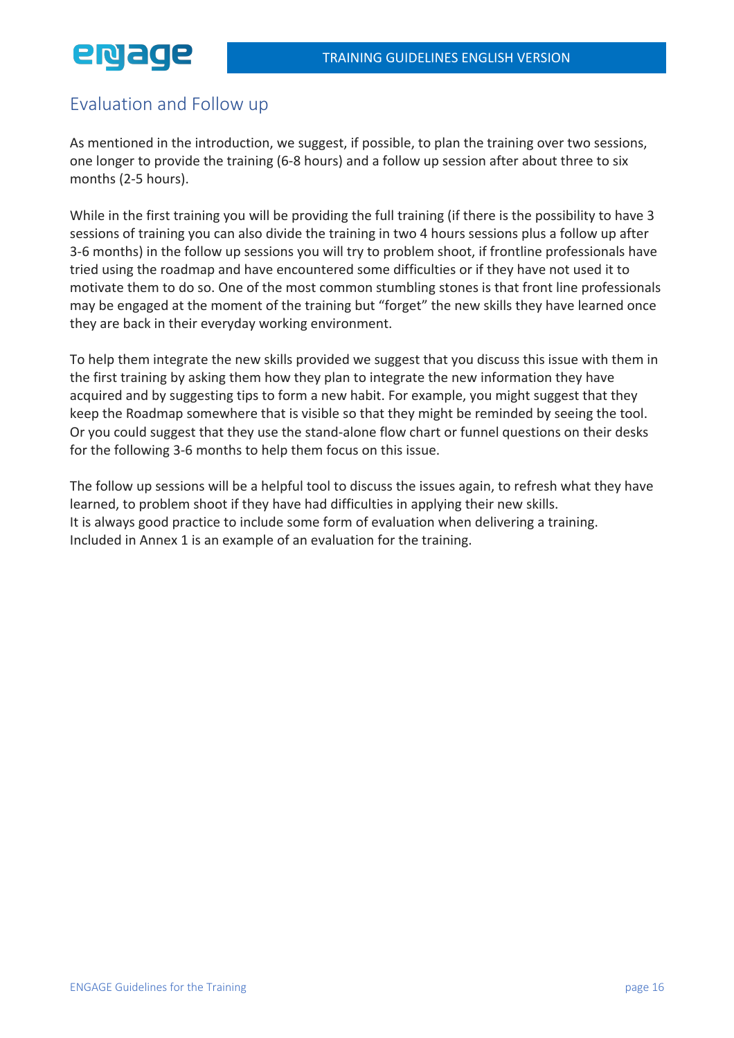## Evaluation and Follow up

As mentioned in the introduction, we suggest, if possible, to plan the training over two sessions, one longer to provide the training (6-8 hours) and a follow up session after about three to six months (2-5 hours).

While in the first training you will be providing the full training (if there is the possibility to have 3 sessions of training you can also divide the training in two 4 hours sessions plus a follow up after 3-6 months) in the follow up sessions you will try to problem shoot, if frontline professionals have tried using the roadmap and have encountered some difficulties or if they have not used it to motivate them to do so. One of the most common stumbling stones is that front line professionals may be engaged at the moment of the training but "forget" the new skills they have learned once they are back in their everyday working environment.

To help them integrate the new skills provided we suggest that you discuss this issue with them in the first training by asking them how they plan to integrate the new information they have acquired and by suggesting tips to form a new habit. For example, you might suggest that they keep the Roadmap somewhere that is visible so that they might be reminded by seeing the tool. Or you could suggest that they use the stand-alone flow chart or funnel questions on their desks for the following 3-6 months to help them focus on this issue.

The follow up sessions will be a helpful tool to discuss the issues again, to refresh what they have learned, to problem shoot if they have had difficulties in applying their new skills.
It is always good practice to include some form of evaluation when delivering a training. Included in Annex 1 is an example of an evaluation for the training.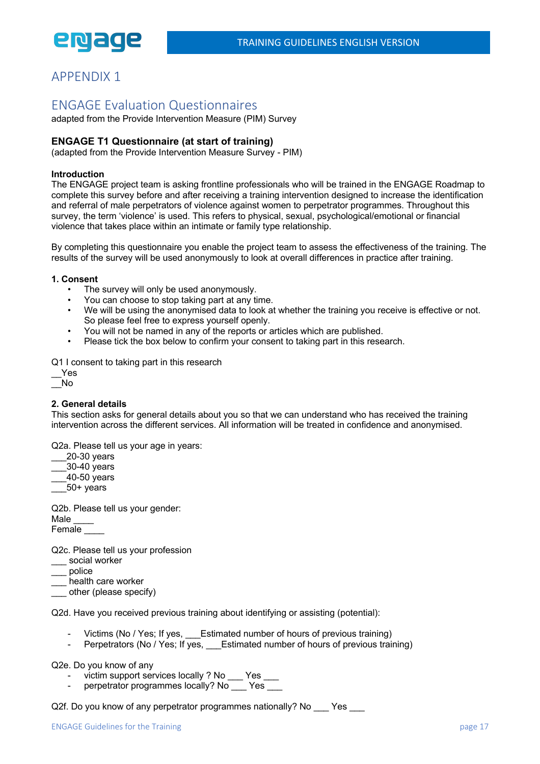# APPENDIX 1

## ENGAGE Evaluation Questionnaires

adapted from the Provide Intervention Measure (PIM) Survey

### ENGAGE T1 Questionnaire (at start of training)

(adapted from the Provide Intervention Measure Survey - PIM)

**Introduction**

The ENGAGE project team is asking frontline professionals who will be trained in the ENGAGE Roadmap to complete this survey before and after receiving a training intervention designed to increase the identification and referral of male perpetrators of violence against women to perpetrator programmes. Throughout this survey, the term 'violence' is used. This refers to physical, sexual, psychological/emotional or financial violence that takes place within an intimate or family type relationship.

By completing this questionnaire you enable the project team to assess the effectiveness of the training. The results of the survey will be used anonymously to look at overall differences in practice after training.

**1. Consent**

- The survey will only be used anonymously.
- You can choose to stop taking part at any time.
- We will be using the anonymised data to look at whether the training you receive is effective or not. So please feel free to express yourself openly.
- You will not be named in any of the reports or articles which are published.
- Please tick the box below to confirm your consent to taking part in this research.

Q1 I consent to taking part in this research

__Yes
__No

**2. General details**

This section asks for general details about you so that we can understand who has received the training intervention across the different services. All information will be treated in confidence and anonymised.

Q2a. Please tell us your age in years:

___20-30 years
___30-40 years
___40-50 years
___50+ years

Q2b. Please tell us your gender:

Male ____
Female ____

Q2c. Please tell us your profession

___ social worker
___ police
___ health care worker
___ other (please specify)

Q2d. Have you received previous training about identifying or assisting (potential):

- Victims (No / Yes; If yes, ___Estimated number of hours of previous training)
- Perpetrators (No / Yes; If yes, ___Estimated number of hours of previous training)

Q2e. Do you know of any

- victim support services locally ? No ___ Yes ___
- perpetrator programmes locally? No ___ Yes ___

Q2f. Do you know of any perpetrator programmes nationally? No ___ Yes ___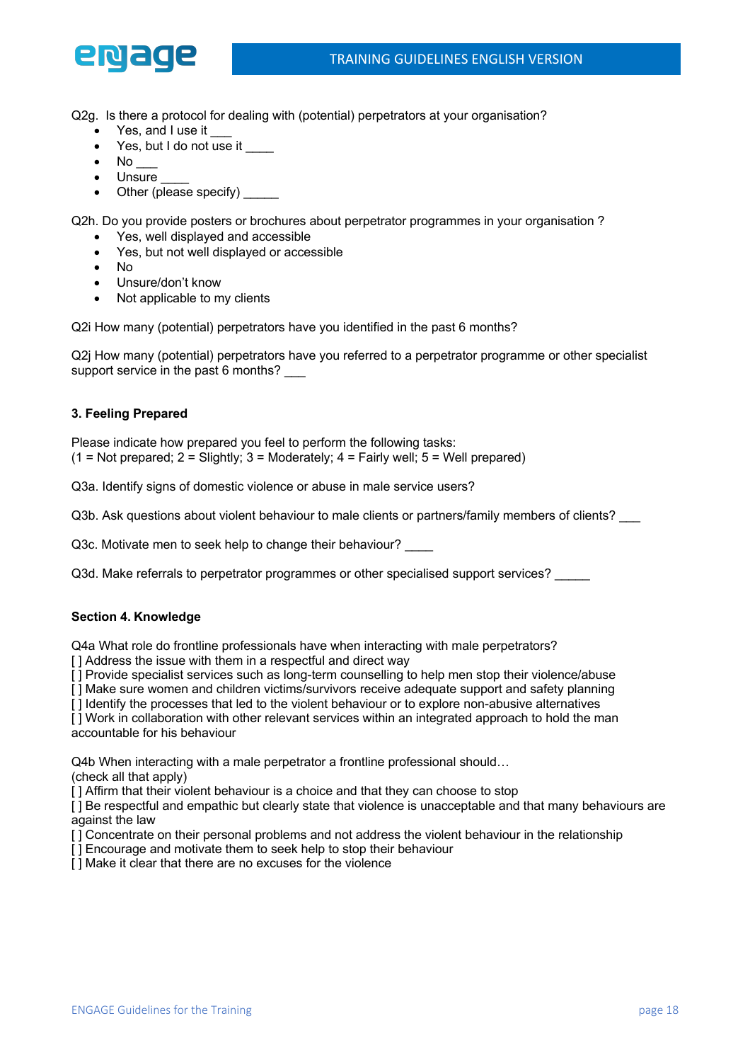Q2g. Is there a protocol for dealing with (potential) perpetrators at your organisation?

- Yes, and I use it ___
- Yes, but I do not use it ____
- No ___
- Unsure ____
- Other (please specify) _____

Q2h. Do you provide posters or brochures about perpetrator programmes in your organisation ?

- Yes, well displayed and accessible
- Yes, but not well displayed or accessible
- No
- Unsure/don't know
- Not applicable to my clients

Q2i How many (potential) perpetrators have you identified in the past 6 months?

Q2j How many (potential) perpetrators have you referred to a perpetrator programme or other specialist support service in the past 6 months? ___

**3. Feeling Prepared**

Please indicate how prepared you feel to perform the following tasks:
(1 = Not prepared; 2 = Slightly; 3 = Moderately; 4 = Fairly well; 5 = Well prepared)

Q3a. Identify signs of domestic violence or abuse in male service users?

Q3b. Ask questions about violent behaviour to male clients or partners/family members of clients? ___

Q3c. Motivate men to seek help to change their behaviour? ____

Q3d. Make referrals to perpetrator programmes or other specialised support services? _____

**Section 4. Knowledge**

Q4a What role do frontline professionals have when interacting with male perpetrators?
[ ] Address the issue with them in a respectful and direct way
[ ] Provide specialist services such as long-term counselling to help men stop their violence/abuse
[ ] Make sure women and children victims/survivors receive adequate support and safety planning
[ ] Identify the processes that led to the violent behaviour or to explore non-abusive alternatives
[ ] Work in collaboration with other relevant services within an integrated approach to hold the man accountable for his behaviour

Q4b When interacting with a male perpetrator a frontline professional should…
(check all that apply)
[ ] Affirm that their violent behaviour is a choice and that they can choose to stop
[ ] Be respectful and empathic but clearly state that violence is unacceptable and that many behaviours are against the law
[ ] Concentrate on their personal problems and not address the violent behaviour in the relationship
[ ] Encourage and motivate them to seek help to stop their behaviour
[ ] Make it clear that there are no excuses for the violence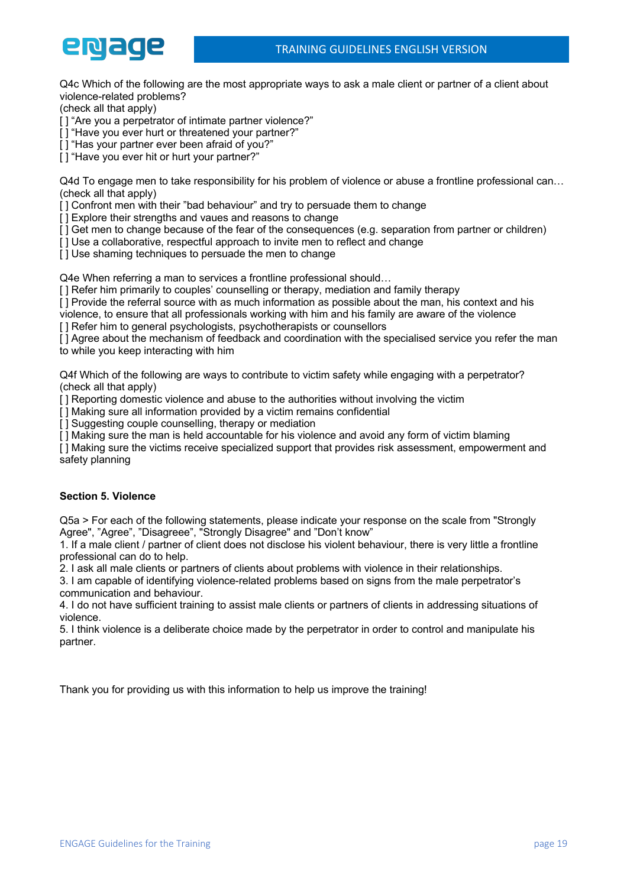Q4c Which of the following are the most appropriate ways to ask a male client or partner of a client about violence-related problems?
(check all that apply)
[ ] "Are you a perpetrator of intimate partner violence?"
[ ] "Have you ever hurt or threatened your partner?"
[ ] "Has your partner ever been afraid of you?"
[ ] "Have you ever hit or hurt your partner?"

Q4d To engage men to take responsibility for his problem of violence or abuse a frontline professional can…
(check all that apply)
[ ] Confront men with their "bad behaviour" and try to persuade them to change
[ ] Explore their strengths and vaues and reasons to change
[ ] Get men to change because of the fear of the consequences (e.g. separation from partner or children)
[ ] Use a collaborative, respectful approach to invite men to reflect and change
[ ] Use shaming techniques to persuade the men to change

Q4e When referring a man to services a frontline professional should…
[ ] Refer him primarily to couples' counselling or therapy, mediation and family therapy
[ ] Provide the referral source with as much information as possible about the man, his context and his violence, to ensure that all professionals working with him and his family are aware of the violence
[ ] Refer him to general psychologists, psychotherapists or counsellors
[ ] Agree about the mechanism of feedback and coordination with the specialised service you refer the man to while you keep interacting with him

Q4f Which of the following are ways to contribute to victim safety while engaging with a perpetrator?
(check all that apply)
[ ] Reporting domestic violence and abuse to the authorities without involving the victim
[ ] Making sure all information provided by a victim remains confidential
[ ] Suggesting couple counselling, therapy or mediation
[ ] Making sure the man is held accountable for his violence and avoid any form of victim blaming
[ ] Making sure the victims receive specialized support that provides risk assessment, empowerment and safety planning

**Section 5. Violence**

Q5a > For each of the following statements, please indicate your response on the scale from "Strongly Agree", "Agree", "Disagreee", "Strongly Disagree" and "Don't know"

1. If a male client / partner of client does not disclose his violent behaviour, there is very little a frontline professional can do to help.
2. I ask all male clients or partners of clients about problems with violence in their relationships.
3. I am capable of identifying violence-related problems based on signs from the male perpetrator's communication and behaviour.
4. I do not have sufficient training to assist male clients or partners of clients in addressing situations of violence.
5. I think violence is a deliberate choice made by the perpetrator in order to control and manipulate his partner.

Thank you for providing us with this information to help us improve the training!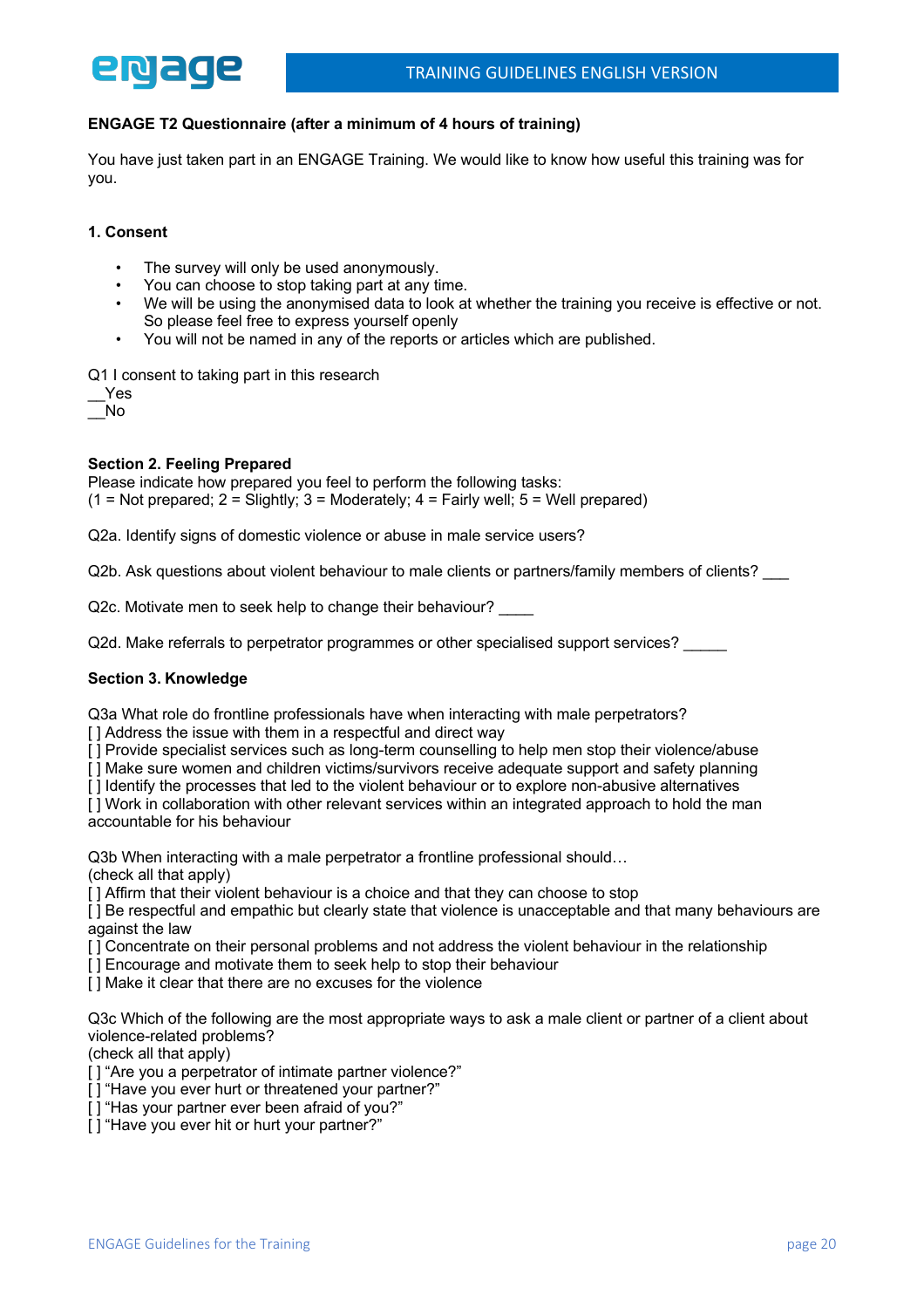**ENGAGE T2 Questionnaire (after a minimum of 4 hours of training)**

You have just taken part in an ENGAGE Training. We would like to know how useful this training was for you.

**1. Consent**

- The survey will only be used anonymously.
- You can choose to stop taking part at any time.
- We will be using the anonymised data to look at whether the training you receive is effective or not. So please feel free to express yourself openly
- You will not be named in any of the reports or articles which are published.

Q1 I consent to taking part in this research
__Yes
__No

**Section 2. Feeling Prepared**
Please indicate how prepared you feel to perform the following tasks:
(1 = Not prepared; 2 = Slightly; 3 = Moderately; 4 = Fairly well; 5 = Well prepared)

Q2a. Identify signs of domestic violence or abuse in male service users?

Q2b. Ask questions about violent behaviour to male clients or partners/family members of clients? ___

Q2c. Motivate men to seek help to change their behaviour? ____

Q2d. Make referrals to perpetrator programmes or other specialised support services? _____

**Section 3. Knowledge**

Q3a What role do frontline professionals have when interacting with male perpetrators?
[ ] Address the issue with them in a respectful and direct way
[ ] Provide specialist services such as long-term counselling to help men stop their violence/abuse
[ ] Make sure women and children victims/survivors receive adequate support and safety planning
[ ] Identify the processes that led to the violent behaviour or to explore non-abusive alternatives
[ ] Work in collaboration with other relevant services within an integrated approach to hold the man accountable for his behaviour

Q3b When interacting with a male perpetrator a frontline professional should…
(check all that apply)
[ ] Affirm that their violent behaviour is a choice and that they can choose to stop
[ ] Be respectful and empathic but clearly state that violence is unacceptable and that many behaviours are against the law
[ ] Concentrate on their personal problems and not address the violent behaviour in the relationship
[ ] Encourage and motivate them to seek help to stop their behaviour
[ ] Make it clear that there are no excuses for the violence

Q3c Which of the following are the most appropriate ways to ask a male client or partner of a client about violence-related problems?
(check all that apply)
[ ] "Are you a perpetrator of intimate partner violence?"
[ ] "Have you ever hurt or threatened your partner?"
[ ] "Has your partner ever been afraid of you?"
[ ] "Have you ever hit or hurt your partner?"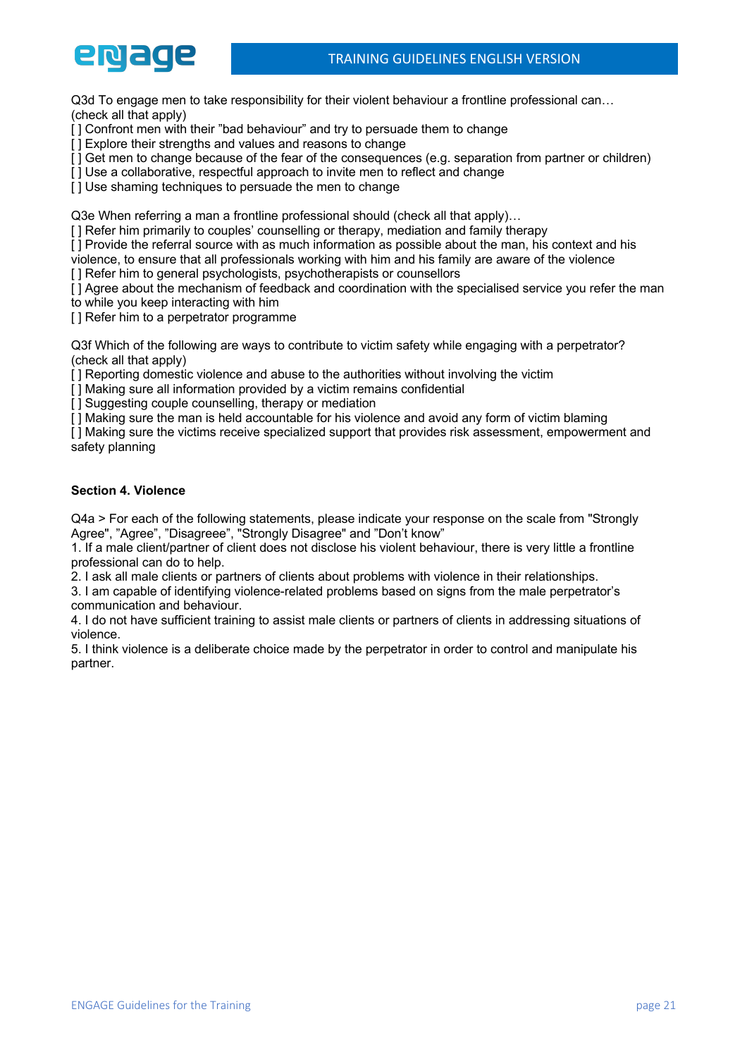Q3d To engage men to take responsibility for their violent behaviour a frontline professional can… (check all that apply)

[ ] Confront men with their "bad behaviour" and try to persuade them to change
[ ] Explore their strengths and values and reasons to change
[ ] Get men to change because of the fear of the consequences (e.g. separation from partner or children)
[ ] Use a collaborative, respectful approach to invite men to reflect and change
[ ] Use shaming techniques to persuade the men to change

Q3e When referring a man a frontline professional should (check all that apply)…

[ ] Refer him primarily to couples' counselling or therapy, mediation and family therapy
[ ] Provide the referral source with as much information as possible about the man, his context and his violence, to ensure that all professionals working with him and his family are aware of the violence
[ ] Refer him to general psychologists, psychotherapists or counsellors
[ ] Agree about the mechanism of feedback and coordination with the specialised service you refer the man to while you keep interacting with him
[ ] Refer him to a perpetrator programme

Q3f Which of the following are ways to contribute to victim safety while engaging with a perpetrator? (check all that apply)

[ ] Reporting domestic violence and abuse to the authorities without involving the victim
[ ] Making sure all information provided by a victim remains confidential
[ ] Suggesting couple counselling, therapy or mediation
[ ] Making sure the man is held accountable for his violence and avoid any form of victim blaming
[ ] Making sure the victims receive specialized support that provides risk assessment, empowerment and safety planning

**Section 4. Violence**

Q4a > For each of the following statements, please indicate your response on the scale from "Strongly Agree", "Agree", "Disagreee", "Strongly Disagree" and "Don't know"

1. If a male client/partner of client does not disclose his violent behaviour, there is very little a frontline professional can do to help.
2. I ask all male clients or partners of clients about problems with violence in their relationships.
3. I am capable of identifying violence-related problems based on signs from the male perpetrator's communication and behaviour.
4. I do not have sufficient training to assist male clients or partners of clients in addressing situations of violence.
5. I think violence is a deliberate choice made by the perpetrator in order to control and manipulate his partner.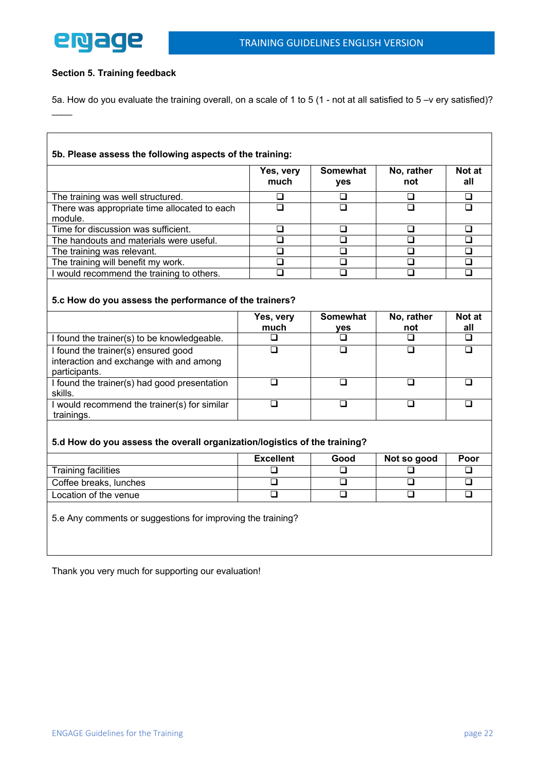**Section 5. Training feedback**

5a. How do you evaluate the training overall, on a scale of 1 to 5 (1 - not at all satisfied to 5 –v ery satisfied)? ____

**5b. Please assess the following aspects of the training:**

| | **Yes, very much** | **Somewhat yes** | **No, rather not** | **Not at all** |
|---|---|---|---|---|
| The training was well structured. | ❑ | ❑ | ❑ | ❑ |
| There was appropriate time allocated to each module. | ❑ | ❑ | ❑ | ❑ |
| Time for discussion was sufficient. | ❑ | ❑ | ❑ | ❑ |
| The handouts and materials were useful. | ❑ | ❑ | ❑ | ❑ |
| The training was relevant. | ❑ | ❑ | ❑ | ❑ |
| The training will benefit my work. | ❑ | ❑ | ❑ | ❑ |
| I would recommend the training to others. | ❑ | ❑ | ❑ | ❑ |

**5.c How do you assess the performance of the trainers?**

| | **Yes, very much** | **Somewhat yes** | **No, rather not** | **Not at all** |
|---|---|---|---|---|
| I found the trainer(s) to be knowledgeable. | ❑ | ❑ | ❑ | ❑ |
| I found the trainer(s) ensured good interaction and exchange with and among participants. | ❑ | ❑ | ❑ | ❑ |
| I found the trainer(s) had good presentation skills. | ❑ | ❑ | ❑ | ❑ |
| I would recommend the trainer(s) for similar trainings. | ❑ | ❑ | ❑ | ❑ |

**5.d How do you assess the overall organization/logistics of the training?**

| | **Excellent** | **Good** | **Not so good** | **Poor** |
|---|---|---|---|---|
| Training facilities | ❑ | ❑ | ❑ | ❑ |
| Coffee breaks, lunches | ❑ | ❑ | ❑ | ❑ |
| Location of the venue | ❑ | ❑ | ❑ | ❑ |

5.e Any comments or suggestions for improving the training?

Thank you very much for supporting our evaluation!